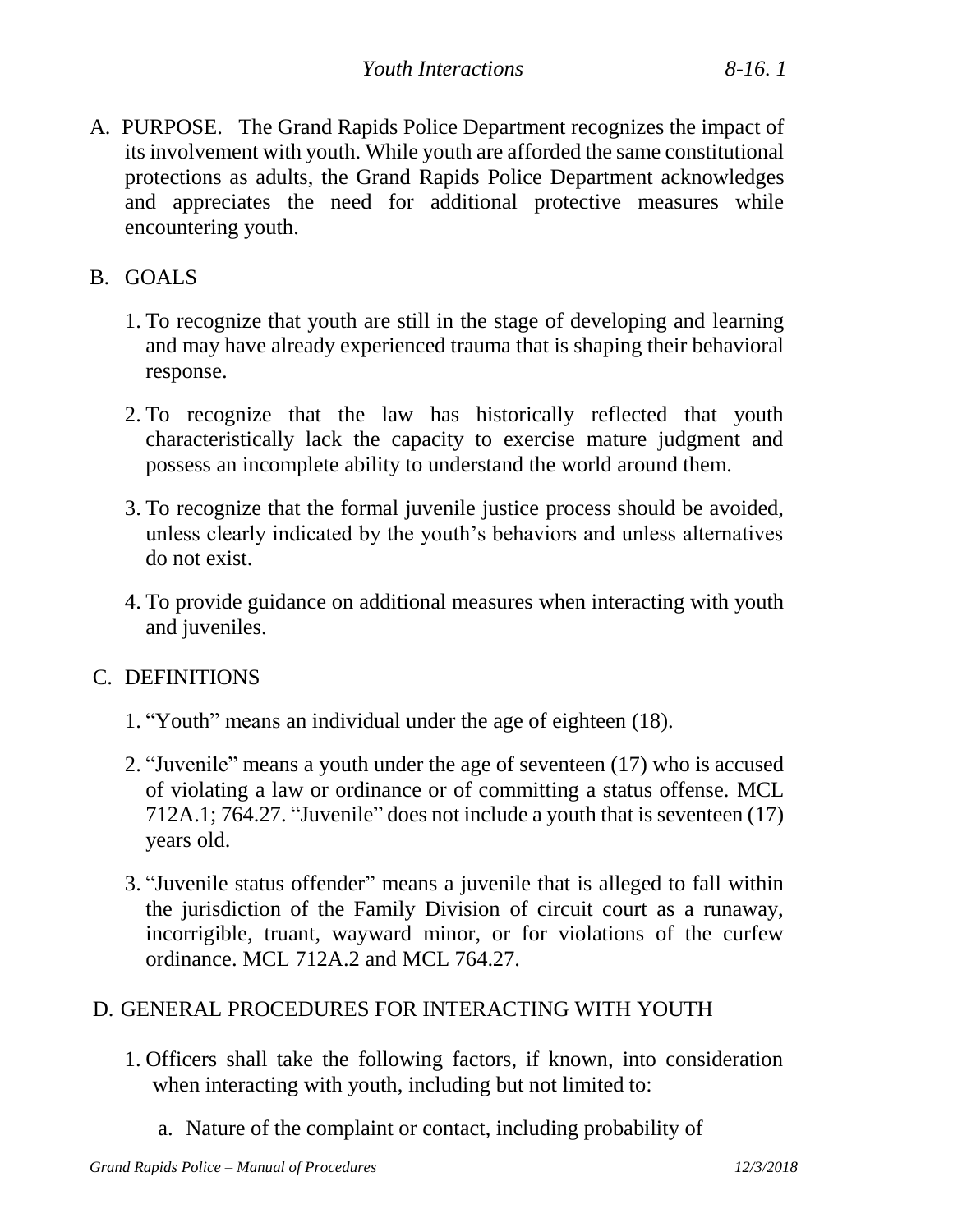A. PURPOSE. The Grand Rapids Police Department recognizes the impact of its involvement with youth. While youth are afforded the same constitutional protections as adults, the Grand Rapids Police Department acknowledges and appreciates the need for additional protective measures while encountering youth.

B. GOALS

1. To recognize that youth are still in the stage of developing and learning and may have already experienced trauma that is shaping their behavioral response.

2. To recognize that the law has historically reflected that youth characteristically lack the capacity to exercise mature judgment and possess an incomplete ability to understand the world around them.

3. To recognize that the formal juvenile justice process should be avoided, unless clearly indicated by the youth's behaviors and unless alternatives do not exist.

4. To provide guidance on additional measures when interacting with youth and juveniles.

C. DEFINITIONS

1. "Youth" means an individual under the age of eighteen (18).

2. "Juvenile" means a youth under the age of seventeen (17) who is accused of violating a law or ordinance or of committing a status offense. MCL 712A.1; 764.27. "Juvenile" does not include a youth that is seventeen (17) years old.

3. "Juvenile status offender" means a juvenile that is alleged to fall within the jurisdiction of the Family Division of circuit court as a runaway, incorrigible, truant, wayward minor, or for violations of the curfew ordinance. MCL 712A.2 and MCL 764.27.

D. GENERAL PROCEDURES FOR INTERACTING WITH YOUTH

1. Officers shall take the following factors, if known, into consideration when interacting with youth, including but not limited to:

   a. Nature of the complaint or contact, including probability of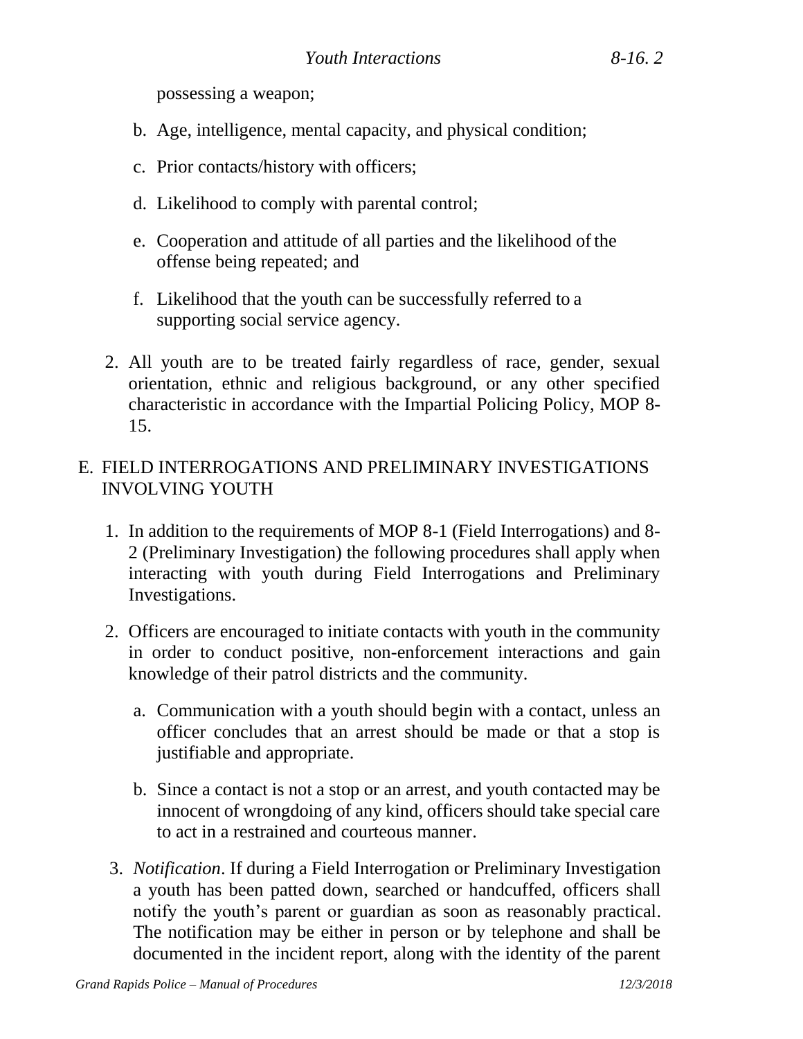possessing a weapon;

b. Age, intelligence, mental capacity, and physical condition;

c. Prior contacts/history with officers;

d. Likelihood to comply with parental control;

e. Cooperation and attitude of all parties and the likelihood of the offense being repeated; and

f. Likelihood that the youth can be successfully referred to a supporting social service agency.

2. All youth are to be treated fairly regardless of race, gender, sexual orientation, ethnic and religious background, or any other specified characteristic in accordance with the Impartial Policing Policy, MOP 8-15.

## E. FIELD INTERROGATIONS AND PRELIMINARY INVESTIGATIONS INVOLVING YOUTH

1. In addition to the requirements of MOP 8-1 (Field Interrogations) and 8-2 (Preliminary Investigation) the following procedures shall apply when interacting with youth during Field Interrogations and Preliminary Investigations.

2. Officers are encouraged to initiate contacts with youth in the community in order to conduct positive, non-enforcement interactions and gain knowledge of their patrol districts and the community.

   a. Communication with a youth should begin with a contact, unless an officer concludes that an arrest should be made or that a stop is justifiable and appropriate.

   b. Since a contact is not a stop or an arrest, and youth contacted may be innocent of wrongdoing of any kind, officers should take special care to act in a restrained and courteous manner.

3. *Notification*. If during a Field Interrogation or Preliminary Investigation a youth has been patted down, searched or handcuffed, officers shall notify the youth's parent or guardian as soon as reasonably practical. The notification may be either in person or by telephone and shall be documented in the incident report, along with the identity of the parent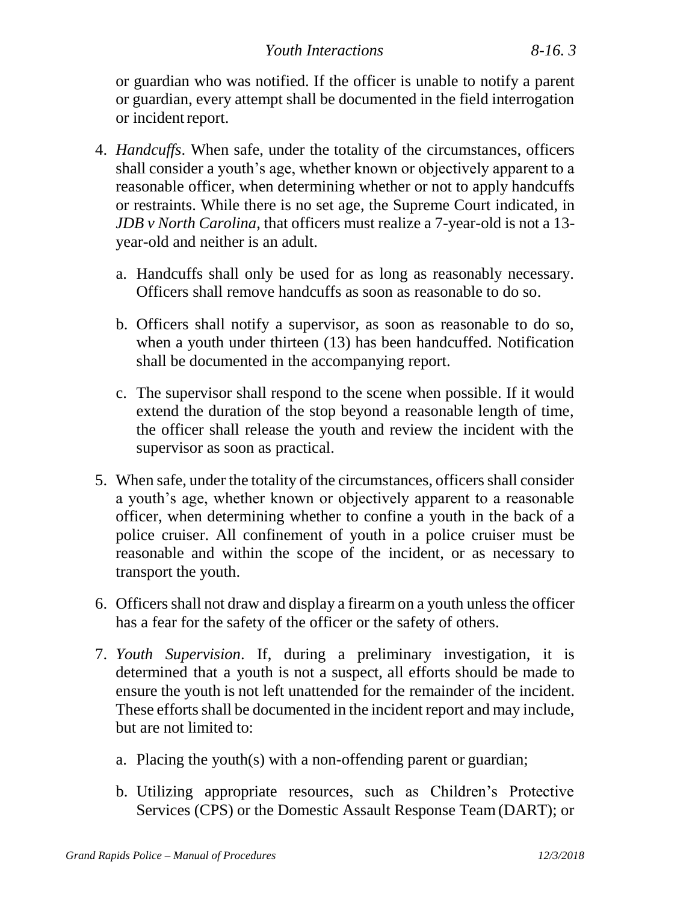or guardian who was notified. If the officer is unable to notify a parent or guardian, every attempt shall be documented in the field interrogation or incident report.

4. *Handcuffs*. When safe, under the totality of the circumstances, officers shall consider a youth's age, whether known or objectively apparent to a reasonable officer, when determining whether or not to apply handcuffs or restraints. While there is no set age, the Supreme Court indicated, in *JDB v North Carolina*, that officers must realize a 7-year-old is not a 13-year-old and neither is an adult.

   a. Handcuffs shall only be used for as long as reasonably necessary. Officers shall remove handcuffs as soon as reasonable to do so.

   b. Officers shall notify a supervisor, as soon as reasonable to do so, when a youth under thirteen (13) has been handcuffed. Notification shall be documented in the accompanying report.

   c. The supervisor shall respond to the scene when possible. If it would extend the duration of the stop beyond a reasonable length of time, the officer shall release the youth and review the incident with the supervisor as soon as practical.

5. When safe, under the totality of the circumstances, officers shall consider a youth's age, whether known or objectively apparent to a reasonable officer, when determining whether to confine a youth in the back of a police cruiser. All confinement of youth in a police cruiser must be reasonable and within the scope of the incident, or as necessary to transport the youth.

6. Officers shall not draw and display a firearm on a youth unless the officer has a fear for the safety of the officer or the safety of others.

7. *Youth Supervision*. If, during a preliminary investigation, it is determined that a youth is not a suspect, all efforts should be made to ensure the youth is not left unattended for the remainder of the incident. These efforts shall be documented in the incident report and may include, but are not limited to:

   a. Placing the youth(s) with a non-offending parent or guardian;

   b. Utilizing appropriate resources, such as Children's Protective Services (CPS) or the Domestic Assault Response Team (DART); or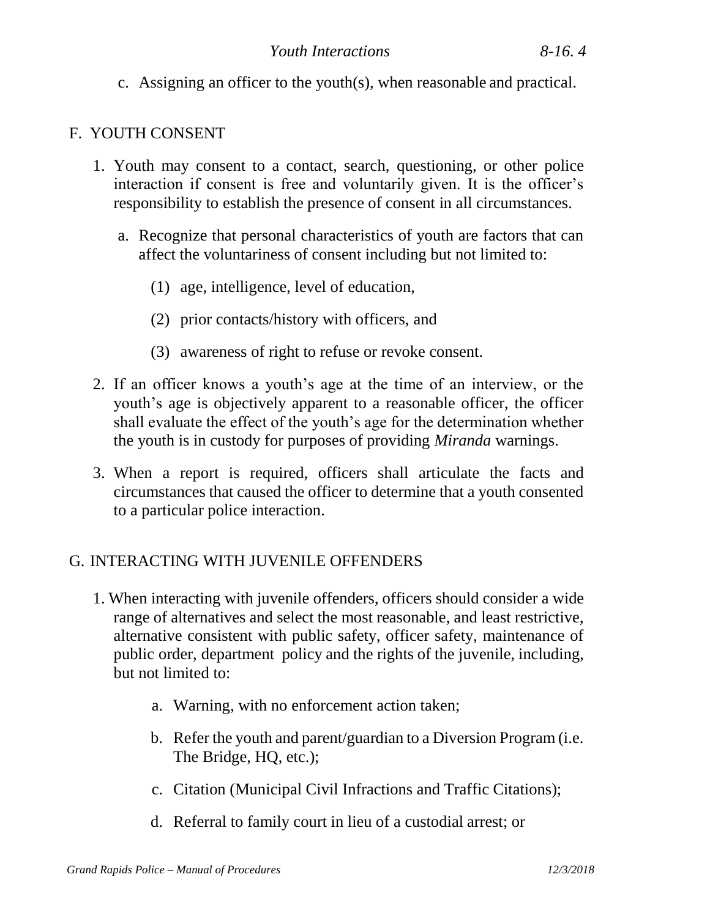c. Assigning an officer to the youth(s), when reasonable and practical.

## F. YOUTH CONSENT

1. Youth may consent to a contact, search, questioning, or other police interaction if consent is free and voluntarily given. It is the officer's responsibility to establish the presence of consent in all circumstances.

   a. Recognize that personal characteristics of youth are factors that can affect the voluntariness of consent including but not limited to:

      (1) age, intelligence, level of education,

      (2) prior contacts/history with officers, and

      (3) awareness of right to refuse or revoke consent.

2. If an officer knows a youth's age at the time of an interview, or the youth's age is objectively apparent to a reasonable officer, the officer shall evaluate the effect of the youth's age for the determination whether the youth is in custody for purposes of providing *Miranda* warnings.

3. When a report is required, officers shall articulate the facts and circumstances that caused the officer to determine that a youth consented to a particular police interaction.

## G. INTERACTING WITH JUVENILE OFFENDERS

1. When interacting with juvenile offenders, officers should consider a wide range of alternatives and select the most reasonable, and least restrictive, alternative consistent with public safety, officer safety, maintenance of public order, department policy and the rights of the juvenile, including, but not limited to:

   a. Warning, with no enforcement action taken;

   b. Refer the youth and parent/guardian to a Diversion Program (i.e. The Bridge, HQ, etc.);

   c. Citation (Municipal Civil Infractions and Traffic Citations);

   d. Referral to family court in lieu of a custodial arrest; or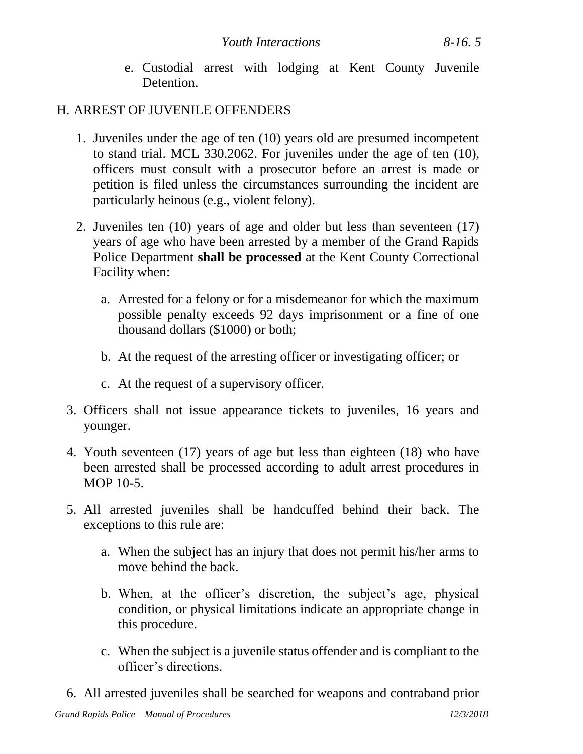e. Custodial arrest with lodging at Kent County Juvenile Detention.

## H. ARREST OF JUVENILE OFFENDERS

1. Juveniles under the age of ten (10) years old are presumed incompetent to stand trial. MCL 330.2062. For juveniles under the age of ten (10), officers must consult with a prosecutor before an arrest is made or petition is filed unless the circumstances surrounding the incident are particularly heinous (e.g., violent felony).

2. Juveniles ten (10) years of age and older but less than seventeen (17) years of age who have been arrested by a member of the Grand Rapids Police Department **shall be processed** at the Kent County Correctional Facility when:

   a. Arrested for a felony or for a misdemeanor for which the maximum possible penalty exceeds 92 days imprisonment or a fine of one thousand dollars ($1000) or both;

   b. At the request of the arresting officer or investigating officer; or

   c. At the request of a supervisory officer.

3. Officers shall not issue appearance tickets to juveniles, 16 years and younger.

4. Youth seventeen (17) years of age but less than eighteen (18) who have been arrested shall be processed according to adult arrest procedures in MOP 10-5.

5. All arrested juveniles shall be handcuffed behind their back. The exceptions to this rule are:

   a. When the subject has an injury that does not permit his/her arms to move behind the back.

   b. When, at the officer's discretion, the subject's age, physical condition, or physical limitations indicate an appropriate change in this procedure.

   c. When the subject is a juvenile status offender and is compliant to the officer's directions.

6. All arrested juveniles shall be searched for weapons and contraband prior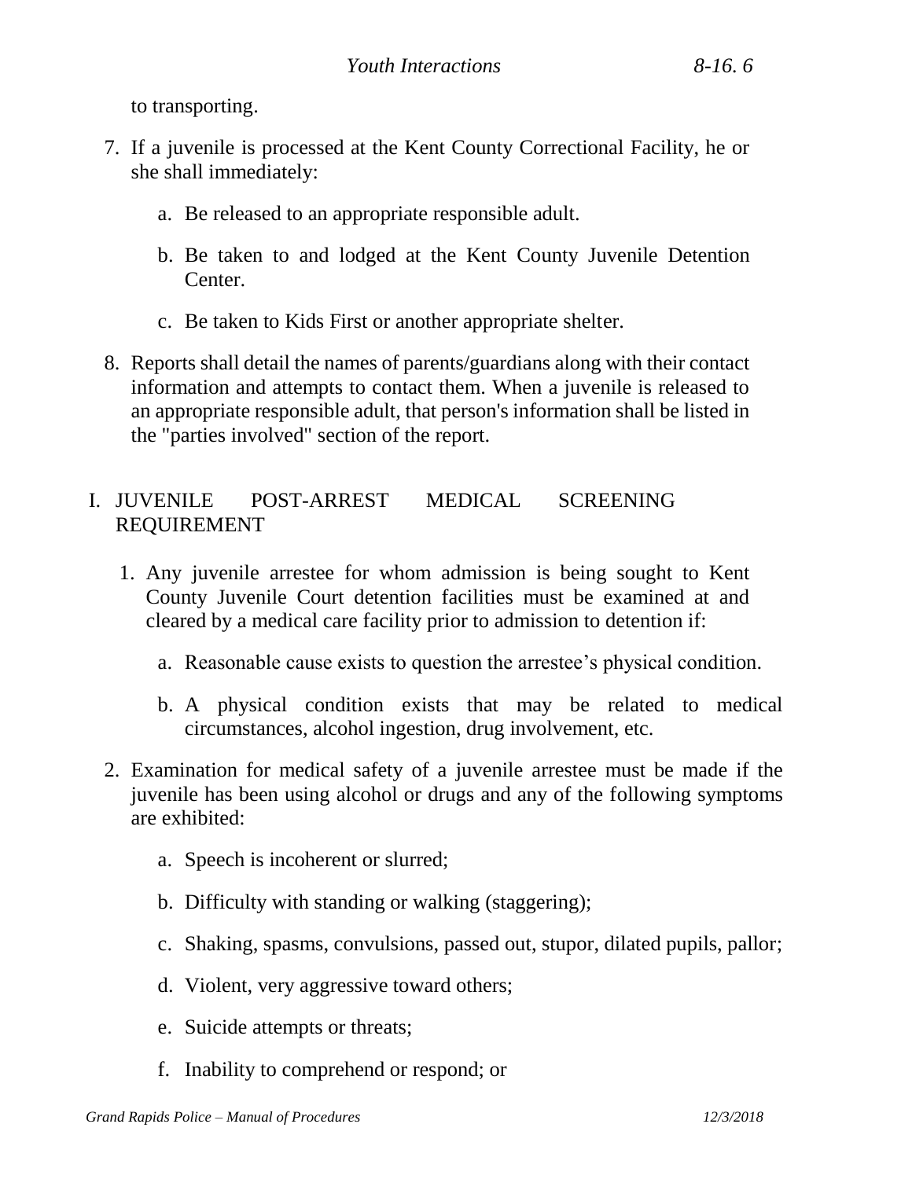to transporting.

7. If a juvenile is processed at the Kent County Correctional Facility, he or she shall immediately:

    a. Be released to an appropriate responsible adult.

    b. Be taken to and lodged at the Kent County Juvenile Detention Center.

    c. Be taken to Kids First or another appropriate shelter.

8. Reports shall detail the names of parents/guardians along with their contact information and attempts to contact them. When a juvenile is released to an appropriate responsible adult, that person's information shall be listed in the "parties involved" section of the report.

## I. JUVENILE POST-ARREST MEDICAL SCREENING REQUIREMENT

1. Any juvenile arrestee for whom admission is being sought to Kent County Juvenile Court detention facilities must be examined at and cleared by a medical care facility prior to admission to detention if:

    a. Reasonable cause exists to question the arrestee's physical condition.

    b. A physical condition exists that may be related to medical circumstances, alcohol ingestion, drug involvement, etc.

2. Examination for medical safety of a juvenile arrestee must be made if the juvenile has been using alcohol or drugs and any of the following symptoms are exhibited:

    a. Speech is incoherent or slurred;

    b. Difficulty with standing or walking (staggering);

    c. Shaking, spasms, convulsions, passed out, stupor, dilated pupils, pallor;

    d. Violent, very aggressive toward others;

    e. Suicide attempts or threats;

    f. Inability to comprehend or respond; or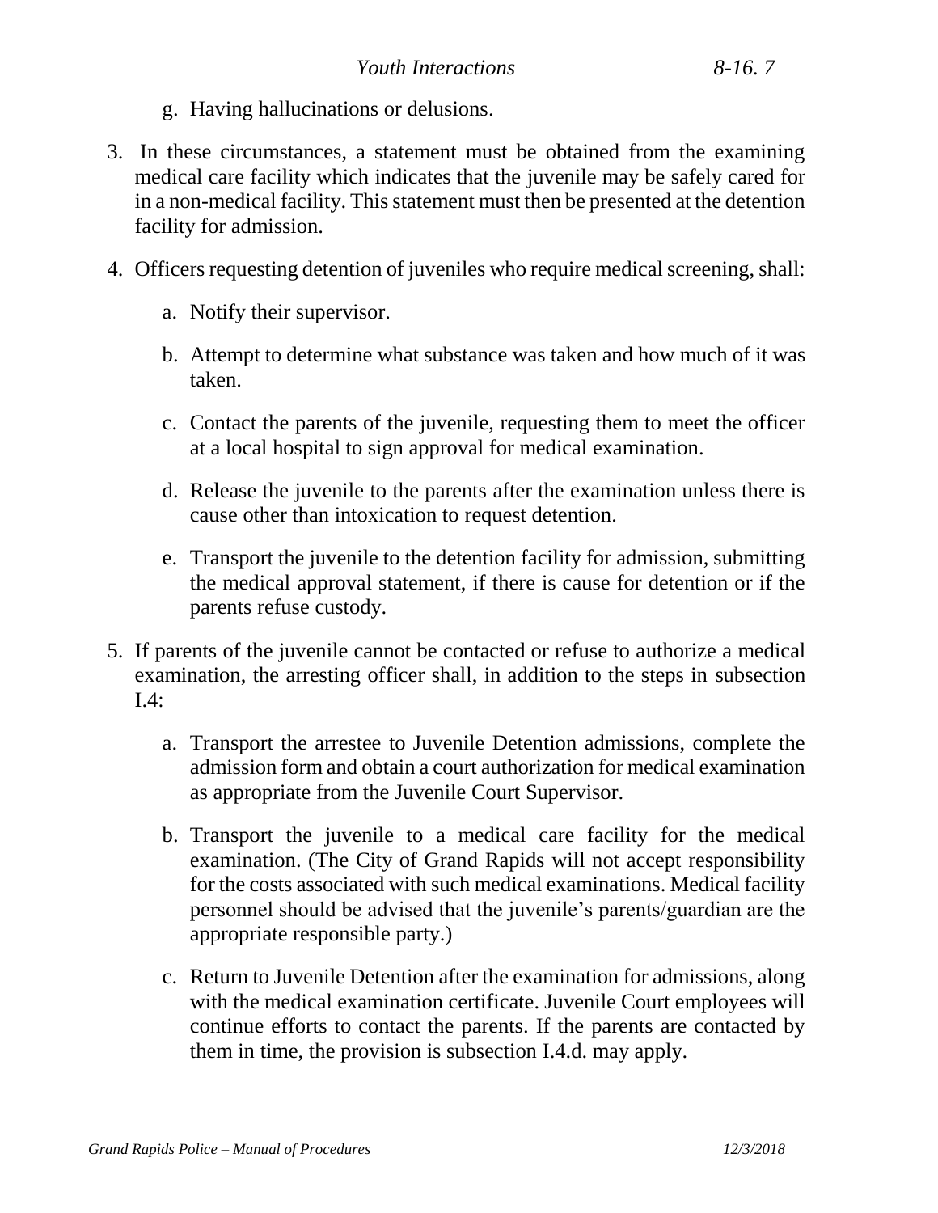g. Having hallucinations or delusions.

3. In these circumstances, a statement must be obtained from the examining medical care facility which indicates that the juvenile may be safely cared for in a non-medical facility. This statement must then be presented at the detention facility for admission.

4. Officers requesting detention of juveniles who require medical screening, shall:

   a. Notify their supervisor.

   b. Attempt to determine what substance was taken and how much of it was taken.

   c. Contact the parents of the juvenile, requesting them to meet the officer at a local hospital to sign approval for medical examination.

   d. Release the juvenile to the parents after the examination unless there is cause other than intoxication to request detention.

   e. Transport the juvenile to the detention facility for admission, submitting the medical approval statement, if there is cause for detention or if the parents refuse custody.

5. If parents of the juvenile cannot be contacted or refuse to authorize a medical examination, the arresting officer shall, in addition to the steps in subsection I.4:

   a. Transport the arrestee to Juvenile Detention admissions, complete the admission form and obtain a court authorization for medical examination as appropriate from the Juvenile Court Supervisor.

   b. Transport the juvenile to a medical care facility for the medical examination. (The City of Grand Rapids will not accept responsibility for the costs associated with such medical examinations. Medical facility personnel should be advised that the juvenile's parents/guardian are the appropriate responsible party.)

   c. Return to Juvenile Detention after the examination for admissions, along with the medical examination certificate. Juvenile Court employees will continue efforts to contact the parents. If the parents are contacted by them in time, the provision is subsection I.4.d. may apply.